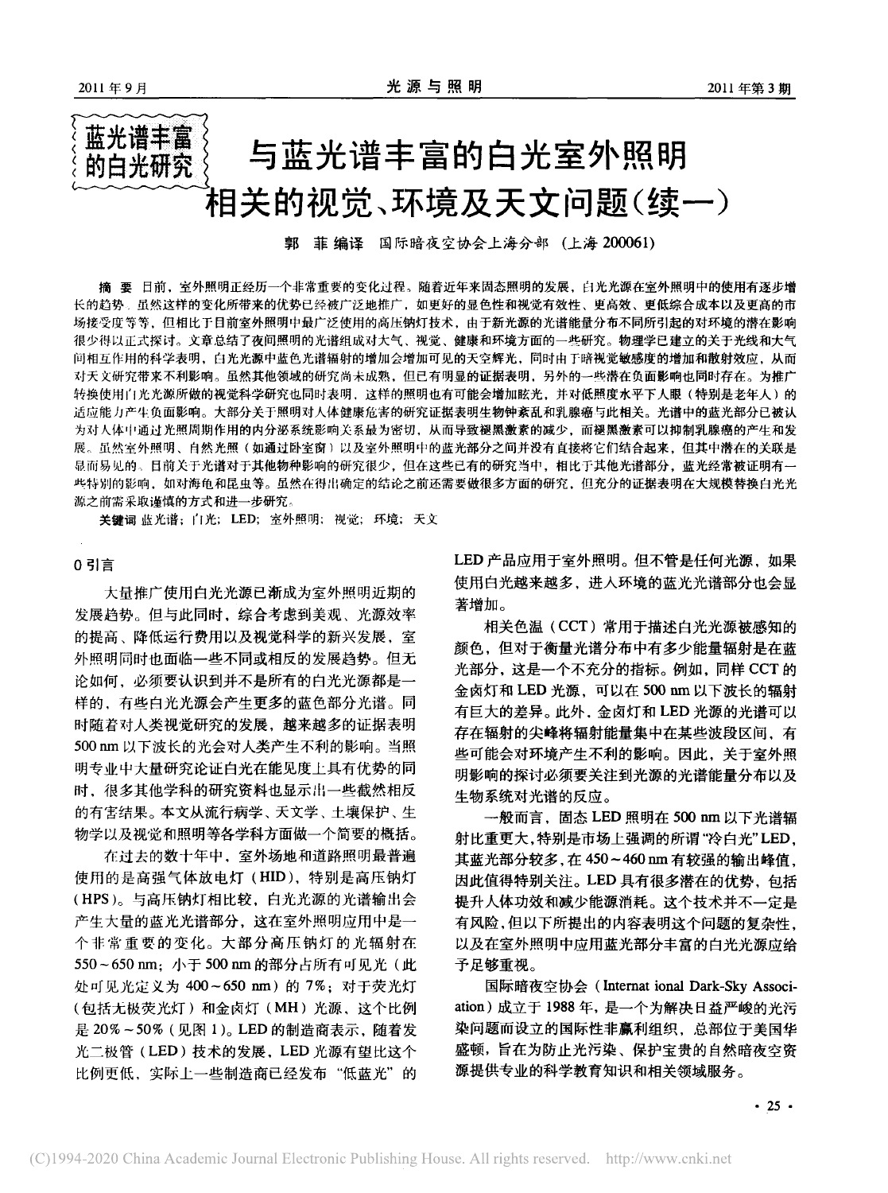蓝光谱丰富的白光研究

# 与蓝光谱丰富的白光室外照明相关的视觉、环境及天文问题（续一）

**郭　菲 编译**　国际暗夜空协会上海分部（上海 200061）

**摘　要**　目前，室外照明正经历一个非常重要的变化过程。随着近年来固态照明的发展，白光光源在室外照明中的使用有逐步增长的趋势。虽然这样的变化所带来的优势已经被广泛地推广，如更好的显色性和视觉有效性、更高效、更低综合成本以及更高的市场接受度等等，但相比于目前室外照明中最广泛使用的高压钠灯技术，由于新光源的光谱能量分布不同所引起的对环境的潜在影响很少得以正式探讨。文章总结了夜间照明的光谱组成对大气、视觉、健康和环境方面的一些研究。物理学已建立的关于光线和大气间相互作用的科学表明，白光光源中蓝色光谱辐射的增加会增加可见的天空辉光，同时由于暗视觉敏感度的增加和散射效应，从而对天文研究带来不利影响。虽然其他领域的研究尚未成熟，但已有明显的证据表明，另外的一些潜在负面影响也同时存在。为推广转换使用白光光源所做的视觉科学研究也同时表明，这样的照明也有可能会增加眩光，并对低照度水平下人眼（特别是老年人）的适应能力产生负面影响。大部分关于照明对人体健康危害的研究证据表明生物钟紊乱和乳腺癌与此相关。光谱中的蓝光部分已被认为对人体中通过光照周期作用的内分泌系统影响关系最为密切，从而导致褪黑激素的减少，而褪黑激素可以抑制乳腺癌的产生和发展。虽然室外照明、自然光照（如通过卧室窗）以及室外照明中的蓝光部分之间并没有直接将它们结合起来，但其中潜在的关联是显而易见的。目前关于光谱对于其他物种影响的研究很少，但在这些已有的研究当中，相比于其他光谱部分，蓝光经常被证明有一些特别的影响，如对海龟和昆虫等。虽然在得出确定的结论之前还需要做很多方面的研究，但充分的证据表明在大规模替换白光光源之前需采取谨慎的方式和进一步研究。

**关键词**　蓝光谱；白光；LED；室外照明；视觉；环境；天文

## 0 引言

大量推广使用白光光源已渐成为室外照明近期的发展趋势。但与此同时，综合考虑到美观、光源效率的提高、降低运行费用以及视觉科学的新兴发展，室外照明同时也面临一些不同或相反的发展趋势。但无论如何，必须要认识到并不是所有的白光光源都是一样的，有些白光光源会产生更多的蓝色部分光谱。同时随着对人类视觉研究的发展，越来越多的证据表明 500 nm 以下波长的光会对人类产生不利的影响。当照明专业中大量研究论证白光在能见度上具有优势的同时，很多其他学科的研究资料也显示出一些截然相反的有害结果。本文从流行病学、天文学、土壤保护、生物学以及视觉和照明等各学科方面做一个简要的概括。

在过去的数十年中，室外场地和道路照明最普遍使用的是高强气体放电灯（HID），特别是高压钠灯（HPS）。与高压钠灯相比较，白光光源的光谱输出会产生大量的蓝光光谱部分，这在室外照明应用中是一个非常重要的变化。大部分高压钠灯的光辐射在 550～650 nm；小于 500 nm 的部分占所有可见光（此处可见光定义为 400～650 nm）的 7%；对于荧光灯（包括无极荧光灯）和金卤灯（MH）光源，这个比例是 20%～50%（见图 1）。LED 的制造商表示，随着发光二极管（LED）技术的发展，LED 光源有望比这个比例更低，实际上一些制造商已经发布"低蓝光"的 LED 产品应用于室外照明。但不管是任何光源，如果使用白光越来越多，进入环境的蓝光光谱部分也会显著增加。

相关色温（CCT）常用于描述白光光源被感知的颜色，但对于衡量光谱分布中有多少能量辐射是在蓝光部分，这是一个不充分的指标。例如，同样 CCT 的金卤灯和 LED 光源，可以在 500 nm 以下波长的辐射有巨大的差异。此外，金卤灯和 LED 光源的光谱可以存在辐射的尖峰将辐射能量集中在某些波段区间，有些可能会对环境产生不利的影响。因此，关于室外照明影响的探讨必须要关注到光源的光谱能量分布以及生物系统对光谱的反应。

一般而言，固态 LED 照明在 500 nm 以下光谱辐射比重更大，特别是市场上强调的所谓"冷白光"LED，其蓝光部分较多，在 450～460 nm 有较强的输出峰值，因此值得特别关注。LED 具有很多潜在的优势，包括提升人体功效和减少能源消耗。这个技术并不一定是有风险，但以下所提出的内容表明这个问题的复杂性，以及在室外照明中应用蓝光部分丰富的白光光源应给予足够重视。

国际暗夜空协会（International Dark-Sky Association）成立于 1988 年，是一个为解决日益严峻的光污染问题而设立的国际性非赢利组织，总部位于美国华盛顿，旨在为防止光污染、保护宝贵的自然暗夜空资源提供专业的科学教育知识和相关领域服务。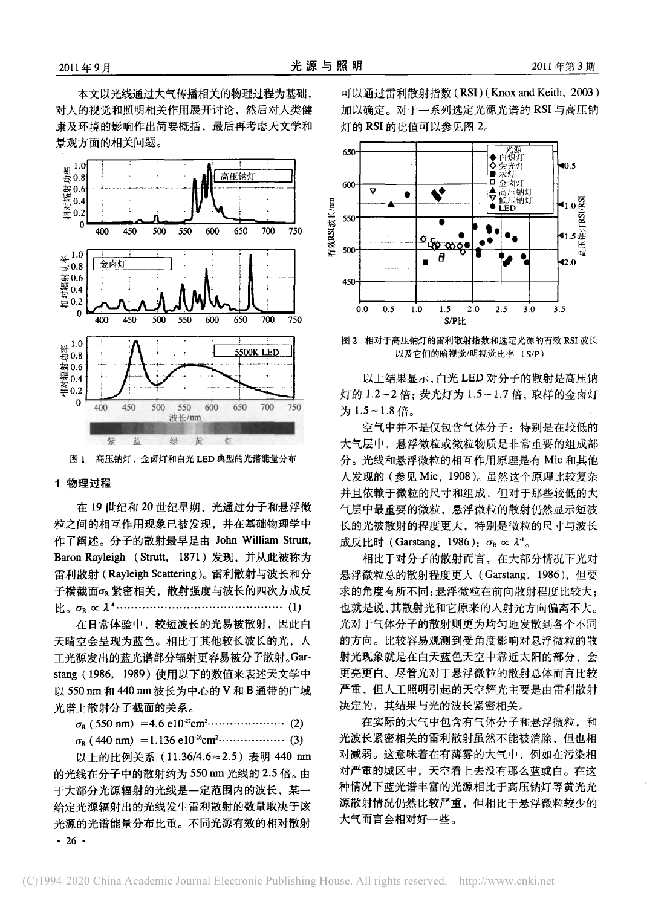本文以光线通过大气传播相关的物理过程为基础，对人的视觉和照明相关作用展开讨论，然后对人类健康及环境的影响作出简要概括，最后再考虑天文学和景观方面的相关问题。

图 1　高压钠灯、金卤灯和白光 LED 典型的光谱能量分布

## 1 物理过程

在 19 世纪和 20 世纪早期，光通过分子和悬浮微粒之间的相互作用现象已被发现，并在基础物理学中作了阐述。分子的散射最早是由 John William Strutt, Baron Rayleigh（Strutt, 1871）发现，并从此被称为雷利散射（Rayleigh Scattering）。雷利散射与波长和分子横截面$\sigma_R$紧密相关，散射强度与波长的四次方成反比。$\sigma_R \propto \lambda^{-4}$ ………………………………………… (1)

在日常体验中，较短波长的光易被散射，因此白天晴空会呈现为蓝色。相比于其他较长波长的光，人工光源发出的蓝光谱部分辐射更容易被分子散射。Garstang（1986, 1989）使用以下的数值来表述天文学中以 550 nm 和 440 nm 波长为中心的 V 和 B 通带的广域光谱上散射分子截面的关系。

$\sigma_R$ (550 nm) $= 4.6\ \mathrm{e}10^{-27}\mathrm{cm}^2$ ………………… (2)

$\sigma_R$ (440 nm) $= 1.136\ \mathrm{e}10^{-26}\mathrm{cm}^2$ ……………… (3)

以上的比例关系（11.36/4.6≈2.5）表明 440 nm 的光线在分子中的散射约为 550 nm 光线的 2.5 倍。由于大部分光源辐射的光线是一定范围内的波长，某一给定光源辐射出的光线发生雷利散射的数量取决于该光源的光谱能量分布比重。不同光源有效的相对散射可以通过雷利散射指数（RSI）（Knox and Keith, 2003）加以确定。对于一系列选定光源光谱的 RSI 与高压钠灯的 RSI 的比值可以参见图 2。

图 2　相对于高压钠灯的雷利散射指数和选定光源的有效 RSI 波长以及它们的暗视觉/明视觉比率（S/P）

以上结果显示，白光 LED 对分子的散射是高压钠灯的 1.2～2 倍；荧光灯为 1.5～1.7 倍，取样的金卤灯为 1.5～1.8 倍。

空气中并不是仅包含气体分子：特别是在较低的大气层中，悬浮微粒或微粒物质是非常重要的组成部分。光线和悬浮微粒的相互作用原理是有 Mie 和其他人发现的（参见 Mie, 1908）。虽然这个原理比较复杂并且依赖于微粒的尺寸和组成，但对于那些较低的大气层中最重要的微粒，悬浮微粒的散射仍然显示短波长的光被散射的程度更大，特别是微粒的尺寸与波长成反比时（Garstang, 1986）：$\sigma_R \propto \lambda^{-1}$。

相比于对分子的散射而言，在大部分情况下光对悬浮微粒总的散射程度更大（Garstang, 1986），但要求的角度有所不同：悬浮微粒在前向散射程度比较大；也就是说，其散射光和它原来的入射光方向偏离不大。光对于气体分子的散射则更为均匀地发散到各个不同的方向。比较容易观测到受角度影响对悬浮微粒的散射光现象就是在白天蓝色天空中靠近太阳的部分，会更亮更白。尽管光对于悬浮微粒的散射总体而言比较严重，但人工照明引起的天空辉光主要是由雷利散射决定的，其结果与光的波长紧密相关。

在实际的大气中包含有气体分子和悬浮微粒，和光波长紧密相关的雷利散射虽然不能被消除，但也相对减弱。这意味着在有薄雾的大气中，例如在污染相对严重的城区中，天空看上去没有那么蓝或白。在这种情况下蓝光谱丰富的光源相比于高压钠灯等黄光光源散射情况仍然比较严重，但相比于悬浮微粒较少的大气而言会相对好一些。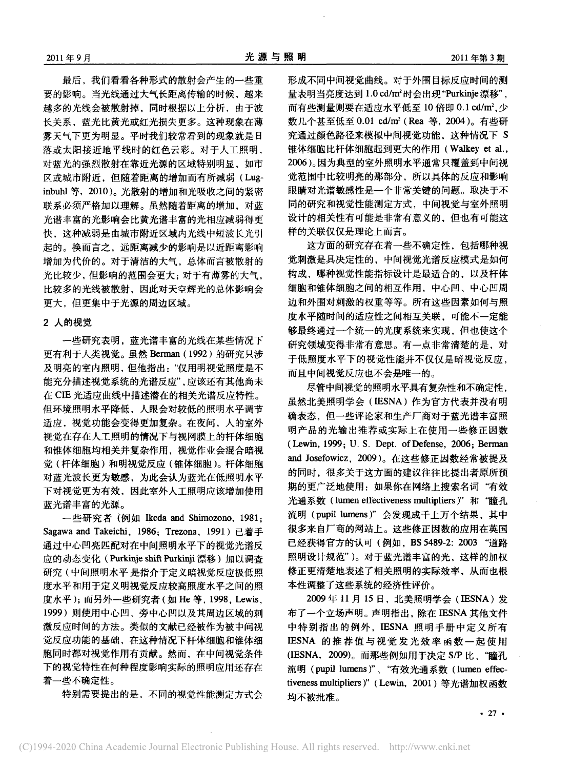最后，我们看看各种形式的散射会产生的一些重要的影响。当光线通过大气长距离传输的时候，越来越多的光线会被散射掉，同时根据以上分析，由于波长关系，蓝光比黄光或红光损失更多。这种现象在薄雾天气下更为明显。平时我们较常看到的现象就是日落或太阳接近地平线时的红色云彩。对于人工照明，对蓝光的强烈散射在靠近光源的区域特别明显，如市区或城市附近，但随着距离的增加而有所减弱（Luginbuhl 等，2010）。光散射的增加和光吸收之间的紧密联系必须严格加以理解。虽然随着距离的增加，对蓝光谱丰富的光影响会比黄光谱丰富的光相应减弱得更快，这种减弱是由城市附近区域内光线中短波长光引起的。换而言之，远距离减少的影响是以近距离影响增加为代价的。对于清洁的大气，总体而言被散射的光比较少，但影响的范围会更大；对于有薄雾的大气，比较多的光线被散射，因此对天空辉光的总体影响会更大，但更集中于光源的周边区域。

## 2 人的视觉

一些研究表明，蓝光谱丰富的光线在某些情况下更有利于人类视觉。虽然 Berman（1992）的研究只涉及明亮的室内照明，但他指出："仅用明视觉照度是不能充分描述视觉系统的光谱反应"，应该还有其他尚未在 CIE 光适应曲线中描述潜在的相关光谱反应特性。但环境照明水平降低，人眼会对较低的照明水平调节适应，视觉功能会变得更加复杂。在夜间，人的室外视觉在存在人工照明的情况下与视网膜上的杆体细胞和锥体细胞均相关并复杂作用，视觉作业会混合暗视觉（杆体细胞）和明视觉反应（锥体细胞）。杆体细胞对蓝光波长更为敏感，为此会认为蓝光在低照明水平下对视觉更为有效，因此室外人工照明应该增加使用蓝光谱丰富的光源。

一些研究者（例如 Ikeda and Shimozono，1981；Sagawa and Takeichi，1986；Trezona，1991）已着手通过中心凹亮匹配对在中间照明水平下的视觉光谱反应的动态变化（Purkinje shift Purkinji 漂移）加以调查研究（中间照明水平是指介于定义暗视觉反应极低照度水平和用于定义明视觉反应较高照度水平之间的照度水平）；而另外一些研究者（如 He 等，1998，Lewis，1999）则使用中心凹、旁中心凹以及其周边区域的刺激反应时间的方法。类似的文献已经被作为被中间视觉反应功能的基础，在这种情况下杆体细胞和锥体细胞同时都对视觉作用有贡献。然而，在中间视觉条件下的视觉特性在何种程度影响实际的照明应用还存在着一些不确定性。

特别需要提出的是，不同的视觉性能测定方式会形成不同中间视觉曲线。对于外围目标反应时间的测量表明当亮度达到 1.0 cd/m$^2$ 时会出现"Purkinje漂移"，而有些测量则要在适应水平低至 10 倍即 0.1 cd/m$^2$，少数几个甚至低至 0.01 cd/m$^2$（Rea 等，2004）。有些研究通过颜色路径来模拟中间视觉功能，这种情况下 S 锥体细胞比杆体细胞起到更大的作用（Walkey et al., 2006）。因为典型的室外照明水平通常只覆盖到中间视觉范围中比较明亮的那部分，所以具体的反应和影响眼睛对光谱敏感性是一个非常关键的问题。取决于不同的研究和视觉性能测定方式，中间视觉与室外照明设计的相关性有可能是非常有意义的，但也有可能这样的关联仅仅是理论上而言。

这方面的研究存在着一些不确定性，包括哪种视觉刺激是具决定性的，中间视觉光谱反应模式是如何构成，哪种视觉性能指标设计是最适合的，以及杆体细胞和锥体细胞之间的相互作用，中心凹、中心凹周边和外围对刺激的权重等等。所有这些因素如何与照度水平随时间的适应性之间相互关联，可能不一定能够最终通过一个统一的光度系统来实现，但也使这个研究领域变得非常有意思。有一点非常清楚的是，对于低照度水平下的视觉性能并不仅仅是暗视觉反应，而且中间视觉反应也不会是唯一的。

尽管中间视觉的照明水平具有复杂性和不确定性，虽然北美照明学会（IESNA）作为官方代表并没有明确表态，但一些评论家和生产厂商对于蓝光谱丰富照明产品的光输出推荐或实际上在使用一些修正因数（Lewin, 1999；U. S. Dept. of Defense, 2006；Berman and Josefowicz，2009）。在这些修正因数经常被提及的同时，很多关于这方面的建议往往比提出者原所预期的更广泛地使用：如果你在网络上搜索名词"有效光通系数（lumen effectiveness multipliers）"和"瞳孔流明（pupil lumens）"会发现成千上万个结果，其中很多来自厂商的网站上。这些修正因数的应用在英国已经获得官方的认可（例如，BS 5489-2: 2003"道路照明设计规范"）。对于蓝光谱丰富的光，这样的加权修正更清楚地表述了相关照明的实际效率，从而也根本性调整了这些系统的经济性评价。

2009 年 11 月 15 日，北美照明学会（IESNA）发布了一个立场声明。声明指出，除在 IESNA 其他文件中特别指出的例外，IESNA 照明手册中定义所有 IESNA 的推荐值与视觉发光效率函数一起使用(IESNA，2009)。而那些例如用于决定 S/P 比、"瞳孔流明（pupil lumens）"、"有效光通系数（lumen effectiveness multipliers）"（Lewin，2001）等光谱加权函数均不被批准。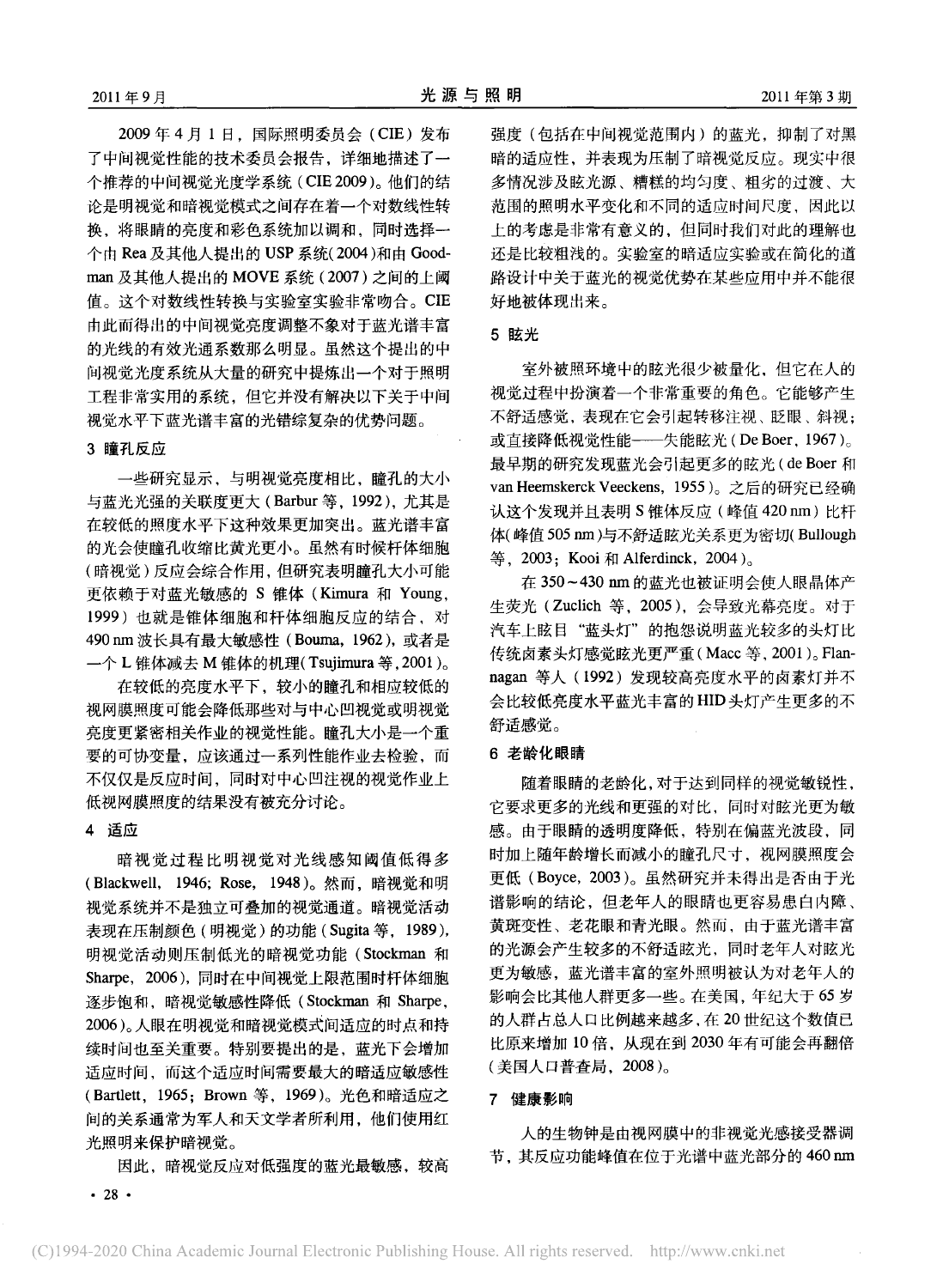2009 年 4 月 1 日，国际照明委员会（CIE）发布了中间视觉性能的技术委员会报告，详细地描述了一个推荐的中间视觉光度学系统（CIE 2009）。他们的结论是明视觉和暗视觉模式之间存在着一个对数线性转换，将眼睛的亮度和彩色系统加以调和，同时选择一个由 Rea 及其他人提出的 USP 系统（2004）和由 Goodman 及其他人提出的 MOVE 系统（2007）之间的上阈值。这个对数线性转换与实验室实验非常吻合。CIE 由此而得出的中间视觉亮度调整不象对于蓝光谱丰富的光线的有效光通系数那么明显。虽然这个提出的中间视觉光度系统从大量的研究中提炼出一个对于照明工程非常实用的系统，但它并没有解决以下关于中间视觉水平下蓝光谱丰富的光错综复杂的优势问题。

## 3 瞳孔反应

一些研究显示，与明视觉亮度相比，瞳孔的大小与蓝光光强的关联度更大（Barbur 等，1992），尤其是在较低的照度水平下这种效果更加突出。蓝光谱丰富的光会使瞳孔收缩比黄光更小。虽然有时候杆体细胞（暗视觉）反应会综合作用，但研究表明瞳孔大小可能更依赖于对蓝光敏感的 S 锥体（Kimura 和 Young，1999）也就是锥体细胞和杆体细胞反应的结合，对 490 nm 波长具有最大敏感性（Bouma，1962），或者是一个 L 锥体减去 M 锥体的机理（Tsujimura 等，2001）。

在较低的亮度水平下，较小的瞳孔和相应较低的视网膜照度可能会降低那些对与中心凹视觉或明视觉亮度更紧密相关作业的视觉性能。瞳孔大小是一个重要的可协变量，应该通过一系列性能作业去检验，而不仅仅是反应时间，同时对中心凹注视的视觉作业上低视网膜照度的结果没有被充分讨论。

## 4 适应

暗视觉过程比明视觉对光线感知阈值低得多（Blackwell，1946；Rose，1948）。然而，暗视觉和明视觉系统并不是独立可叠加的视觉通道。暗视觉活动表现在压制颜色（明视觉）的功能（Sugita 等，1989），明视觉活动则压制低光的暗视觉功能（Stockman 和 Sharpe，2006），同时在中间视觉上限范围时杆体细胞逐步饱和，暗视觉敏感性降低（Stockman 和 Sharpe，2006）。人眼在明视觉和暗视觉模式间适应的时点和持续时间也至关重要。特别要提出的是，蓝光下会增加适应时间，而这个适应时间需要最大的暗适应敏感性（Bartlett，1965；Brown 等，1969）。光色和暗适应之间的关系通常为军人和天文学者所利用，他们使用红光照明来保护暗视觉。

因此，暗视觉反应对低强度的蓝光最敏感，较高强度（包括在中间视觉范围内）的蓝光，抑制了对黑暗的适应性，并表现为压制了暗视觉反应。现实中很多情况涉及眩光源、糟糕的均匀度、粗劣的过渡、大范围的照明水平变化和不同的适应时间尺度，因此以上的考虑是非常有意义的，但同时我们对此的理解也还是比较粗浅的。实验室的暗适应实验或在简化的道路设计中关于蓝光的视觉优势在某些应用中并不能很好地被体现出来。

## 5 眩光

室外被照环境中的眩光很少被量化，但它在人的视觉过程中扮演着一个非常重要的角色。它能够产生不舒适感觉，表现在它会引起转移注视、眨眼、斜视；或直接降低视觉性能——失能眩光（De Boer，1967）。最早期的研究发现蓝光会引起更多的眩光（de Boer 和 van Heemskerck Veeckens，1955）。之后的研究已经确认这个发现并且表明 S 锥体反应（峰值 420 nm）比杆体（峰值 505 nm）与不舒适眩光关系更为密切（Bullough 等，2003；Kooi 和 Alferdinck，2004）。

在 350～430 nm 的蓝光也被证明会使人眼晶体产生荧光（Zuclich 等，2005），会导致光幕亮度。对于汽车上眩目"蓝头灯"的抱怨说明蓝光较多的头灯比传统卤素头灯感觉眩光更严重（Macc 等，2001）。Flannagan 等人（1992）发现较高亮度水平的卤素灯并不会比较低亮度水平蓝光丰富的 HID 头灯产生更多的不舒适感觉。

## 6 老龄化眼睛

随着眼睛的老龄化，对于达到同样的视觉敏锐性，它要求更多的光线和更强的对比，同时对眩光更为敏感。由于眼睛的透明度降低，特别在偏蓝光波段，同时加上随年龄增长而减小的瞳孔尺寸，视网膜照度会更低（Boyce，2003）。虽然研究并未得出是否由于光谱影响的结论，但老年人的眼睛也更容易患白内障、黄斑变性、老花眼和青光眼。然而，由于蓝光谱丰富的光源会产生较多的不舒适眩光，同时老年人对眩光更为敏感，蓝光谱丰富的室外照明被认为对老年人的影响会比其他人群更多一些。在美国，年纪大于 65 岁的人群占总人口比例越来越多，在 20 世纪这个数值已比原来增加 10 倍，从现在到 2030 年有可能会再翻倍（美国人口普查局，2008）。

## 7 健康影响

人的生物钟是由视网膜中的非视觉光感接受器调节，其反应功能峰值在位于光谱中蓝光部分的 460 nm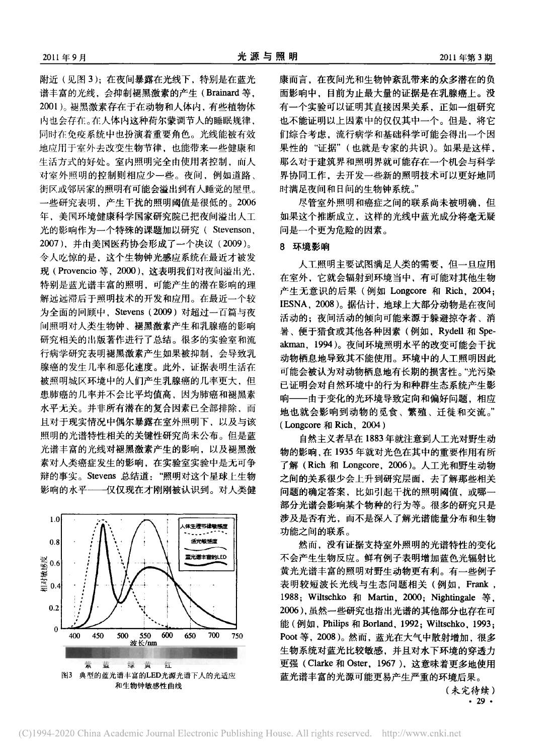附近（见图3）；在夜间暴露在光线下，特别是在蓝光谱丰富的光线，会抑制褪黑激素的产生（Brainard 等，2001）。褪黑激素存在于在动物和人体内，有些植物体内也会存在。在人体内这种荷尔蒙调节人的睡眠规律，同时在免疫系统中也扮演着重要角色。光线能被有效地应用于室外去改变生物节律，也能带来一些健康和生活方式的好处。室内照明完全由使用者控制，而人对室外照明的控制则相应少一些。夜间，例如道路、街区或邻居家的照明有可能会溢出到有人睡觉的屋里。一些研究表明，产生干扰的照明阈值是很低的。2006年，美国环境健康科学国家研究院已把夜间溢出人工光的影响作为一个特殊的课题加以研究（Stevenson，2007），并由美国医药协会形成了一个决议（2009）。令人吃惊的是，这个生物钟光感应系统在最近才被发现（Provencio 等，2000），这表明我们对夜间溢出光，特别是蓝光谱丰富的照明，可能产生的潜在影响的理解远远滞后于照明技术的开发和应用。在最近一个较为全面的回顾中，Stevens（2009）对超过一百篇与夜间照明对人类生物钟、褪黑激素产生和乳腺癌的影响研究相关的出版著作进行了总结。很多的实验室和流行病学研究表明褪黑激素产生如果被抑制，会导致乳腺癌的发生几率和恶化速度。此外，证据表明生活在被照明城区环境中的人们产生乳腺癌的几率更大，但患肺癌的几率并不会比平均值高，因为肺癌和褪黑素水平无关。并非所有潜在的复合因素已全部排除，而且对于现实情况中偶尔暴露在室外照明下，以及与该照明的光谱特性相关的关键性研究尚未公布。但是蓝光谱丰富的光线对褪黑激素产生的影响，以及褪黑激素对人类癌症发生的影响，在实验室实验中是无可争辩的事实。Stevens 总结道："照明对这个星球上生物影响的水平——仅仅现在才刚刚被认识到。对人类健康而言，在夜间光和生物钟紊乱带来的众多潜在的负面影响中，目前为止最大量的证据是在乳腺癌上。没有一个实验可以证明其直接因果关系，正如一组研究也不能证明以上因素中的仅仅其中一个。但是，将它们综合考虑，流行病学和基础科学可能会得出一个因果性的"证据"（也就是专家的共识）。如果是这样，那么对于建筑界和照明界就可能存在一个机会与科学界协同工作，去开发一些新的照明技术可以更好地同时满足夜间和日间的生物钟系统。"

尽管室外照明和癌症之间的联系尚未被明确，但如果这个推断成立，这样的光线中蓝光成分将毫无疑问是一个更为危险的因素。

图3 典型的蓝光谱丰富的LED光源光谱下人的光适应和生物钟敏感性曲线

## 8 环境影响

人工照明主要试图满足人类的需要，但一旦应用在室外，它就会辐射到环境当中，有可能对其他生物产生无意识的后果（例如 Longcore 和 Rich，2004；IESNA，2008）。据估计，地球上大部分动物是在夜间活动的；夜间活动的倾向可能来源于躲避掠夺者、消暑、便于猎食或其他各种因素（例如，Rydell 和 Speakman，1994）。夜间环境照明水平的改变可能会干扰动物栖息地导致其不能使用。环境中的人工照明因此可能会被认为对动物栖息地有长期的损害性。"光污染已证明会对自然环境中的行为和种群生态系统产生影响——由于变化的光环境导致定向和偏好问题，相应地也就会影响到动物的觅食、繁殖、迁徙和交流。"（Longcore 和 Rich，2004）

自然主义者早在1883年就注意到人工光对野生动物的影响，在1935年就对光色在其中的重要作用有所了解（Rich 和 Longcore，2006）。人工光和野生动物之间的关系很少会上升到研究层面，去了解那些相关问题的确定答案，比如引起干扰的照明阈值，或哪一部分光谱会影响某个物种的行为等。很多的研究只是涉及是否有光，而不是深入了解光谱能量分布和生物功能之间的联系。

然而，没有证据支持室外照明的光谱特性的变化不会产生生物反应。鲜有例子表明增加蓝色光辐射比黄光光谱丰富的照明对野生动物更有利。有一些例子表明较短波长光线与生态问题相关（例如，Frank，1988；Wiltschko 和 Martin，2000；Nightingale 等，2006），虽然一些研究也指出光谱的其他部分也存在可能（例如，Philips 和 Borland，1992；Wiltschko，1993；Poot 等，2008）。然而，蓝光在大气中散射增加，很多生物系统对蓝光比较敏感，并且对水下环境的穿透力更强（Clarke 和 Oster，1967），这意味着更多地使用蓝光谱丰富的光源可能更易产生严重的环境后果。

（未完待续）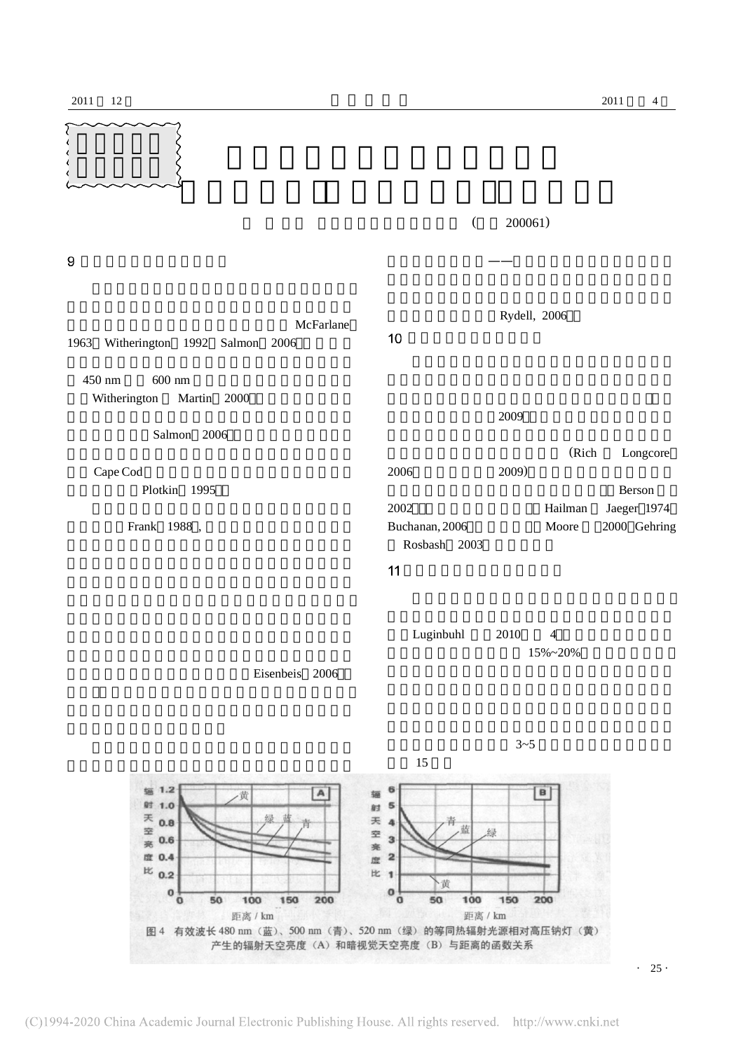(　　200061)

9

McFarlane 1963 Witherington 1992 Salmon 2006

450 nm 600 nm

Witherington Martin 2000

Salmon 2006

Cape Cod

Plotkin 1995

Frank 1988 ,

Eisenbeis 2006

——

Rydell, 2006

10

2009

(Rich Longcore 2006 2009)

Berson 2002

Hailman Jaeger 1974 Buchanan, 2006

Moore 2000 Gehring Rosbash 2003

11

Luginbuhl 2010 4

15%~20%

3~5

15

图 4　有效波长 480 nm（蓝）、500 nm（青）、520 nm（绿）的等同热辐射光源相对高压钠灯（黄）产生的辐射天空亮度（A）和暗视觉天空亮度（B）与距离的函数关系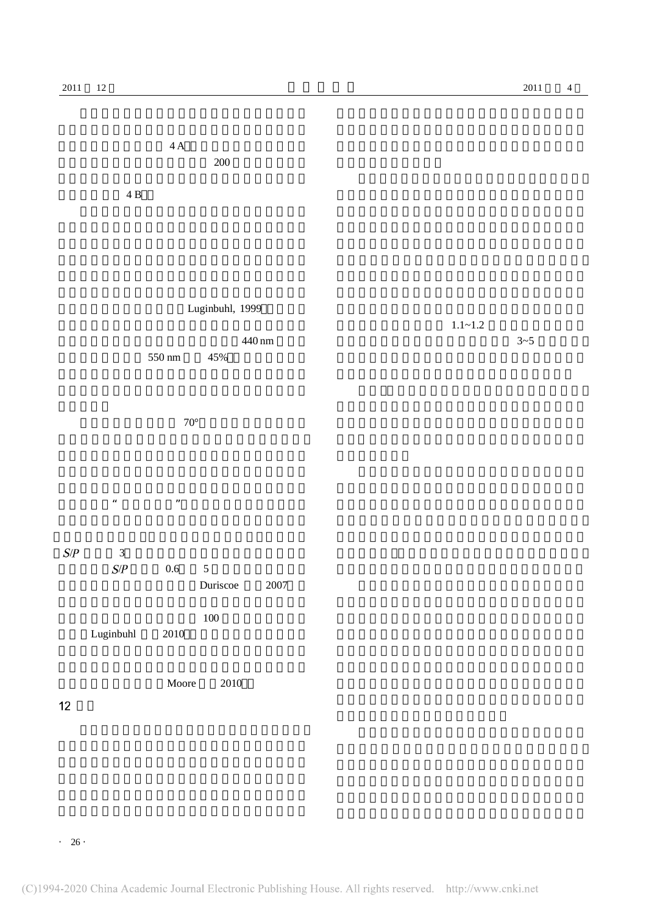4 A

200

4 B

Luginbuhl, 1999

440 nm

550 nm 45%

70°

“ ”

S/P 3

S/P 0.6 5

Duriscoe 2007

100

Luginbuhl 2010

Moore 2010

## 12

1.1~1.2

3~5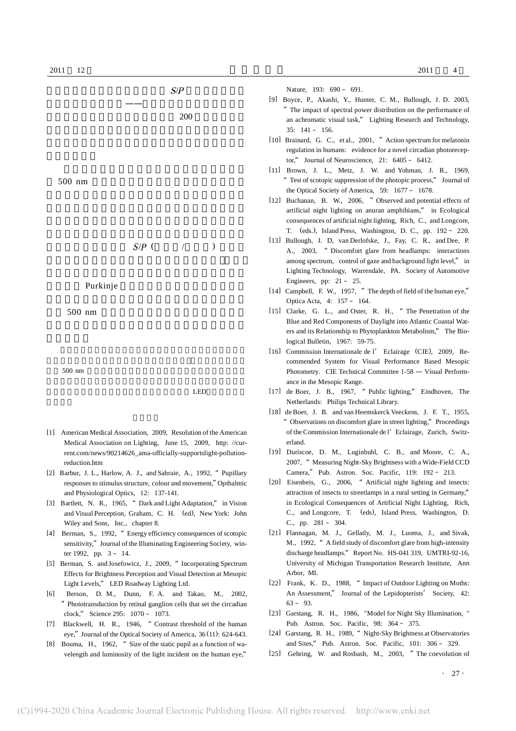S/P

——

200

500 nm

S/P ( / )

Purkinje

500 nm

500 nm

LED

[1] American Medical Association, 2009, Resolution of the American Medical Association on Lighting, June 15, 2009, http: //current.com/news/90214626_ama-officially-supportslight-pollution-reduction.htm

[2] Barbur, J. L., Harlow, A. J., and Sahraie, A., 1992, "Pupillary responses to stimulus structure, colour and movement," Opthalmic and Physiological Optics, 12: 137-141.

[3] Bartlett, N. R., 1965, "Dark and Light Adaptation," in Vision and Visual Perception, Graham, C. H. (ed), New York: John Wiley and Sons, Inc., chapter 8.

[4] Berman, S., 1992, "Energy efficiency consequences of scotopic sensitivity," Journal of the Illuminating Engineering Society, winter 1992, pp. 3 – 14.

[5] Berman, S. and Josefowicz, J., 2009, "Incorporating Spectrum Effects for Brightness Perception and Visual Detection at Mesopic Light Levels," LED Roadway Lighting Ltd.

[6] Berson, D. M., Dunn, F. A. and Takao, M., 2002, "Phototransduction by retinal ganglion cells that set the circadian clock," Science 295: 1070 – 1073.

[7] Blackwell, H. R., 1946, "Contrast threshold of the human eye," Journal of the Optical Society of America, 36(11): 624-643.

[8] Bouma, H., 1962, "Size of the static pupil as a function of wavelength and luminosity of the light incident on the human eye," Nature, 193: 690 – 691.

[9] Boyce, P., Akashi, Y., Hunter, C. M., Bullough, J. D. 2003, "The impact of spectral power distribution on the performance of an achromatic visual task," Lighting Research and Technology, 35: 141 – 156.

[10] Brainard, G. C., et al., 2001, "Action spectrum for melatonin regulation in humans: evidence for a novel circadian photoreceptor," Journal of Neuroscience, 21: 6405 – 6412.

[11] Brown, J. L., Metz, J. W. and Yohman, J. R., 1969, "Test of scotopic suppression of the photopic process," Journal of the Optical Society of America, 59: 1677 – 1678.

[12] Buchanan, B. W., 2006, "Observed and potential effects of artificial night lighting on anuran amphibians," in Ecological consequences of artificial night lighting, Rich, C., and Longcore, T. (eds.), Island Press, Washington, D. C., pp. 192 – 220.

[13] Bullough, J. D, van Derlofske, J., Fay, C. R., and Dee, P. A., 2003, "Discomfort glare from headlamps: interactions among spectrum, control of gaze and background light level," in Lighting Technology, Warrendale, PA. Society of Automotive Engineers, pp: 21 – 25.

[14] Campbell, F. W., 1957, "The depth of field of the human eye," Optica Acta, 4: 157 – 164.

[15] Clarke, G. L., and Oster, R. H., "The Penetration of the Blue and Red Components of Daylight into Atlantic Coastal Waters and its Relationship to Phytoplankton Metabolism," The Biological Bulletin, 1967: 59-75.

[16] Commission Internationale de l' Eclairage (CIE), 2009, Recommended System for Visual Performance Based Mesopic Photometry. CIE Technical Committee 1-58 — Visual Performance in the Mesopic Range.

[17] de Boer, J. B., 1967, "Public lighting," Eindhoven, The Netherlands: Philips Technical Library.

[18] de Boer, J. B. and van Heemskerck Veeckens, J. F. T., 1955, "Observations on discomfort glare in street lighting," Proceedings of the Commission Internationale de l' Eclairage, Zurich, Switzerland.

[19] Duriscoe, D. M., Luginbuhl, C. B., and Moore, C. A., 2007, "Measuring Night-Sky Brightness with a Wide-Field CCD Camera," Pub. Astron. Soc. Pacific, 119: 192 – 213.

[20] Eisenbeis, G., 2006, "Artificial night lighting and insects: attraction of insects to streetlamps in a rural setting in Germany," in Ecological Consequences of Artificial Night Lighting, Rich, C., and Longcore, T. (eds), Island Press, Washington, D. C., pp. 281 – 304.

[21] Flannagan, M. J., Gellatly, M. J., Luoma, J., and Sivak, M., 1992, "A field study of discomfort glare from high-intensity discharge headlamps." Report No. HS-041 319, UMTRI-92-16, University of Michigan Transportation Research Institute, Ann Arbor, MI.

[22] Frank, K. D., 1988, "Impact of Outdoor Lighting on Moths: An Assessment," Journal of the Lepidopterists' Society, 42: 63 – 93.

[23] Garstang, R. H., 1986, "Model for Night Sky Illumination," Pub. Astron. Soc. Pacific, 98: 364 – 375.

[24] Garstang, R. H., 1989, "Night-Sky Brightness at Observatories and Sites," Pub. Astron. Soc. Pacific, 101: 306 – 329.

[25] Gehring, W. and Rosbash, M., 2003, "The coevolution of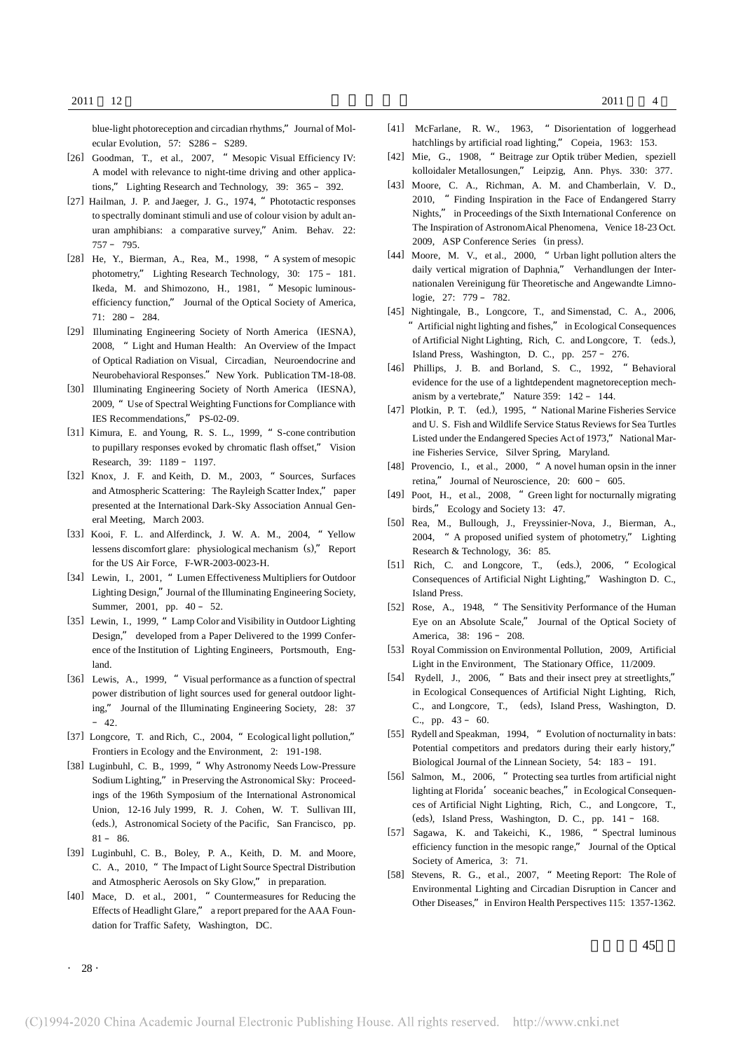blue-light photoreception and circadian rhythms," Journal of Molecular Evolution, 57: S286－S289.

[26] Goodman, T., et al., 2007, " Mesopic Visual Efficiency IV: A model with relevance to night-time driving and other applications," Lighting Research and Technology, 39: 365－392.

[27] Hailman, J. P. and Jaeger, J. G., 1974, " Phototactic responses to spectrally dominant stimuli and use of colour vision by adult anuran amphibians: a comparative survey," Anim. Behav. 22: 757－795.

[28] He, Y., Bierman, A., Rea, M., 1998, " A system of mesopic photometry," Lighting Research Technology, 30: 175－181. Ikeda, M. and Shimozono, H., 1981, " Mesopic luminous-efficiency function," Journal of the Optical Society of America, 71: 280－284.

[29] Illuminating Engineering Society of North America (IESNA), 2008, " Light and Human Health: An Overview of the Impact of Optical Radiation on Visual, Circadian, Neuroendocrine and Neurobehavioral Responses." New York. Publication TM-18-08.

[30] Illuminating Engineering Society of North America (IESNA), 2009, " Use of Spectral Weighting Functions for Compliance with IES Recommendations," PS-02-09.

[31] Kimura, E. and Young, R. S. L., 1999, " S-cone contribution to pupillary responses evoked by chromatic flash offset," Vision Research, 39: 1189－1197.

[32] Knox, J. F. and Keith, D. M., 2003, " Sources, Surfaces and Atmospheric Scattering: The Rayleigh Scatter Index," paper presented at the International Dark-Sky Association Annual General Meeting, March 2003.

[33] Kooi, F. L. and Alferdinck, J. W. A. M., 2004, " Yellow lessens discomfort glare: physiological mechanism (s)," Report for the US Air Force, F-WR-2003-0023-H.

[34] Lewin, I., 2001, " Lumen Effectiveness Multipliers for Outdoor Lighting Design," Journal of the Illuminating Engineering Society, Summer, 2001, pp. 40－52.

[35] Lewin, I., 1999, " Lamp Color and Visibility in Outdoor Lighting Design," developed from a Paper Delivered to the 1999 Conference of the Institution of Lighting Engineers, Portsmouth, England.

[36] Lewis, A., 1999, " Visual performance as a function of spectral power distribution of light sources used for general outdoor lighting," Journal of the Illuminating Engineering Society, 28: 37－42.

[37] Longcore, T. and Rich, C., 2004, " Ecological light pollution," Frontiers in Ecology and the Environment, 2: 191-198.

[38] Luginbuhl, C. B., 1999, " Why Astronomy Needs Low-Pressure Sodium Lighting," in Preserving the Astronomical Sky: Proceedings of the 196th Symposium of the International Astronomical Union, 12-16 July 1999, R. J. Cohen, W. T. Sullivan III, (eds.), Astronomical Society of the Pacific, San Francisco, pp. 81－86.

[39] Luginbuhl, C. B., Boley, P. A., Keith, D. M. and Moore, C. A., 2010, " The Impact of Light Source Spectral Distribution and Atmospheric Aerosols on Sky Glow," in preparation.

[40] Mace, D. et al., 2001, " Countermeasures for Reducing the Effects of Headlight Glare," a report prepared for the AAA Foundation for Traffic Safety, Washington, DC.

[41] McFarlane, R. W., 1963, " Disorientation of loggerhead hatchlings by artificial road lighting," Copeia, 1963: 153.

[42] Mie, G., 1908, " Beitrage zur Optik trüber Medien, speziell kolloidaler Metallosungen," Leipzig, Ann. Phys. 330: 377.

[43] Moore, C. A., Richman, A. M. and Chamberlain, V. D., 2010, " Finding Inspiration in the Face of Endangered Starry Nights," in Proceedings of the Sixth International Conference on The Inspiration of AstronomAical Phenomena, Venice 18-23 Oct. 2009, ASP Conference Series (in press).

[44] Moore, M. V., et al., 2000, " Urban light pollution alters the daily vertical migration of Daphnia," Verhandlungen der Internationalen Vereinigung für Theoretische and Angewandte Limnologie, 27: 779－782.

[45] Nightingale, B., Longcore, T., and Simenstad, C. A., 2006, " Artificial night lighting and fishes," in Ecological Consequences of Artificial Night Lighting, Rich, C. and Longcore, T. (eds.), Island Press, Washington, D. C., pp. 257－276.

[46] Phillips, J. B. and Borland, S. C., 1992, " Behavioral evidence for the use of a lightdependent magnetoreception mechanism by a vertebrate," Nature 359: 142－144.

[47] Plotkin, P. T. (ed.), 1995, " National Marine Fisheries Service and U. S. Fish and Wildlife Service Status Reviews for Sea Turtles Listed under the Endangered Species Act of 1973," National Marine Fisheries Service, Silver Spring, Maryland.

[48] Provencio, I., et al., 2000, " A novel human opsin in the inner retina," Journal of Neuroscience, 20: 600－605.

[49] Poot, H., et al., 2008, " Green light for nocturnally migrating birds," Ecology and Society 13: 47.

[50] Rea, M., Bullough, J., Freyssinier-Nova, J., Bierman, A., 2004, " A proposed unified system of photometry," Lighting Research & Technology, 36: 85.

[51] Rich, C. and Longcore, T., (eds.), 2006, " Ecological Consequences of Artificial Night Lighting," Washington D. C., Island Press.

[52] Rose, A., 1948, " The Sensitivity Performance of the Human Eye on an Absolute Scale," Journal of the Optical Society of America, 38: 196－208.

[53] Royal Commission on Environmental Pollution, 2009, Artificial Light in the Environment, The Stationary Office, 11/2009.

[54] Rydell, J., 2006, " Bats and their insect prey at streetlights," in Ecological Consequences of Artificial Night Lighting, Rich, C., and Longcore, T., (eds), Island Press, Washington, D. C., pp. 43－60.

[55] Rydell and Speakman, 1994, " Evolution of nocturnality in bats: Potential competitors and predators during their early history," Biological Journal of the Linnean Society, 54: 183－191.

[56] Salmon, M., 2006, " Protecting sea turtles from artificial night lighting at Florida' soceanic beaches," in Ecological Consequences of Artificial Night Lighting, Rich, C., and Longcore, T., (eds), Island Press, Washington, D. C., pp. 141－168.

[57] Sagawa, K. and Takeichi, K., 1986, " Spectral luminous efficiency function in the mesopic range," Journal of the Optical Society of America, 3: 71.

[58] Stevens, R. G., et al., 2007, " Meeting Report: The Role of Environmental Lighting and Circadian Disruption in Cancer and Other Diseases," in Environ Health Perspectives 115: 1357-1362.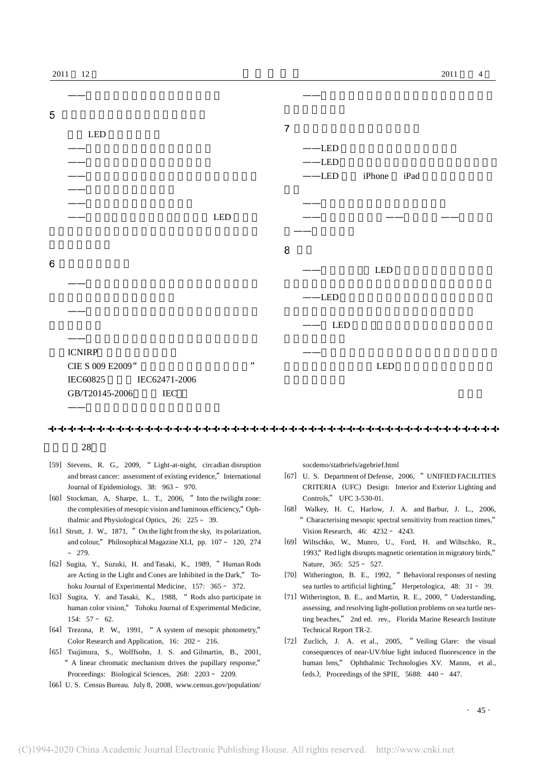——

## 5

LED

——

——

——

——

——

——　　　　　　　　　　　　　LED

## 6

——

——

——

ICNIRP

CIE S 009 E2009" 　　　　　　　　　　　"

IEC60825　　　IEC62471-2006

GB/T20145-2006　　　IEC

——

——

## 7

——LED

——LED

——LED　　iPhone　iPad

——

——　　　　——　　　——
——

## 8

——　　　　LED

——LED

——　LED

——　　　　　　　　　　　LED

28

[59] Stevens, R. G., 2009, "Light-at-night, circadian disruption and breast cancer: assessment of existing evidence," International Journal of Epidemiology, 38: 963－970.

[60] Stockman, A, Sharpe, L. T., 2006, "Into the twilight zone: the complexities of mesopic vision and luminous efficiency," Ophthalmic and Physiological Optics, 26: 225－39.

[61] Strutt, J. W., 1871, "On the light from the sky, its polarization, and colour," Philosophical Magazine XLI, pp. 107－120, 274－279.

[62] Sugita, Y., Suzuki, H. and Tasaki, K., 1989, "Human Rods are Acting in the Light and Cones are Inhibited in the Dark," Tohoku Journal of Experimental Medicine, 157: 365－372.

[63] Sugita, Y. and Tasaki, K., 1988, "Rods also participate in human color vision," Tohoku Journal of Experimental Medicine, 154: 57－62.

[64] Trezona, P. W., 1991, "A system of mesopic photometry," Color Research and Application, 16: 202－216.

[65] Tsujimura, S., Wolffsohn, J. S. and Gilmartin, B., 2001, "A linear chromatic mechanism drives the pupillary response," Proceedings: Biological Sciences, 268: 2203－2209.

[66] U. S. Census Bureau. July 8, 2008, www.census.gov/population/socdemo/statbriefs/agebrief.html

[67] U. S. Department of Defense, 2006, "UNIFIED FACILITIES CRITERIA (UFC) Design: Interior and Exterior Lighting and Controls," UFC 3-530-01.

[68] Walkey, H. C, Harlow, J. A. and Barbur, J. L., 2006, "Characterising mesopic spectral sensitivity from reaction times," Vision Research, 46: 4232－4243.

[69] Wiltschko, W., Munro, U., Ford, H. and Wiltschko, R., 1993, "Red light disrupts magnetic orientation in migratory birds," Nature, 365: 525－527.

[70] Witherington, B. E., 1992, "Behavioral responses of nesting sea turtles to artificial lighting," Herpetologica, 48: 31－39.

[71] Witherington, B. E., and Martin, R. E., 2000, "Understanding, assessing, and resolving light-pollution problems on sea turtle nesting beaches," 2nd ed. rev., Florida Marine Research Institute Technical Report TR-2.

[72] Zuclich, J. A. et al., 2005, "Veiling Glare: the visual consequences of near-UV/blue light induced fluorescence in the human lens," Ophthalmic Technologies XV. Manns, et al., (eds.), Proceedings of the SPIE, 5688: 440－447.